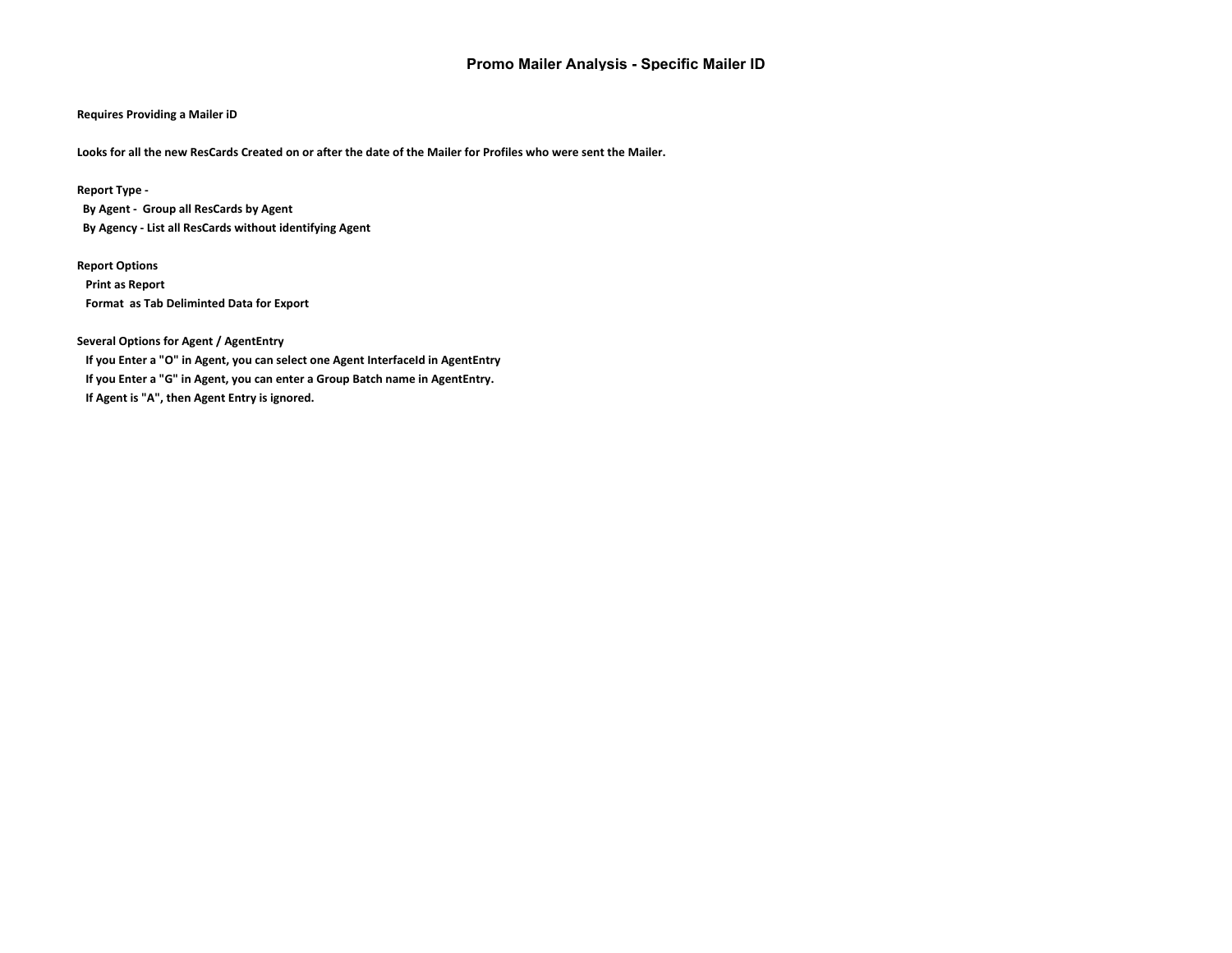# Promo Mailer Analysis - Specific Mailer ID

**Requires Providing a Mailer iD**

**Looks for all the new ResCards Created on or after the date of the Mailer for Profiles who were sent the Mailer.**

**Report Type -**

**By Agent - Group all ResCards by Agent**

**By Agency - List all ResCards without identifying Agent**

**Report Options**

**Print as Report**

**Format as Tab Deliminted Data for Export**

**Several Options for Agent / AgentEntry**

**If you Enter a "O" in Agent, you can select one Agent InterfaceId in AgentEntry**

**If you Enter a "G" in Agent, you can enter a Group Batch name in AgentEntry.**

**If Agent is "A", then Agent Entry is ignored.**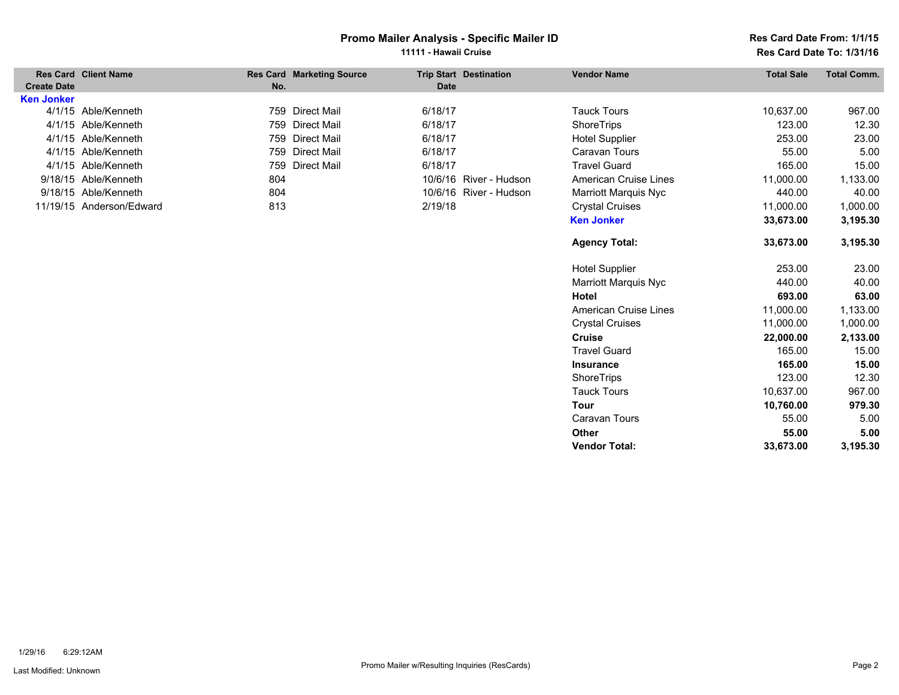## Promo Mailer Analysis - Specific Mailer ID

**11111 - Hawaii Cruise**

**Res Card Date From: 1/1/15**
**Res Card Date To: 1/31/16**

| Res Card Create Date | Client Name | Res Card No. | Marketing Source | Trip Start Date | Destination | Vendor Name | Total Sale | Total Comm. |
|---|---|---|---|---|---|---|---|---|
| **Ken Jonker** | | | | | | | | |
| 4/1/15 | Able/Kenneth | 759 | Direct Mail | 6/18/17 | | Tauck Tours | 10,637.00 | 967.00 |
| 4/1/15 | Able/Kenneth | 759 | Direct Mail | 6/18/17 | | ShoreTrips | 123.00 | 12.30 |
| 4/1/15 | Able/Kenneth | 759 | Direct Mail | 6/18/17 | | Hotel Supplier | 253.00 | 23.00 |
| 4/1/15 | Able/Kenneth | 759 | Direct Mail | 6/18/17 | | Caravan Tours | 55.00 | 5.00 |
| 4/1/15 | Able/Kenneth | 759 | Direct Mail | 6/18/17 | | Travel Guard | 165.00 | 15.00 |
| 9/18/15 | Able/Kenneth | 804 | | 10/6/16 | River - Hudson | American Cruise Lines | 11,000.00 | 1,133.00 |
| 9/18/15 | Able/Kenneth | 804 | | 10/6/16 | River - Hudson | Marriott Marquis Nyc | 440.00 | 40.00 |
| 11/19/15 | Anderson/Edward | 813 | | 2/19/18 | | Crystal Cruises | 11,000.00 | 1,000.00 |
| | | | | | | **Ken Jonker** | **33,673.00** | **3,195.30** |
| | | | | | | **Agency Total:** | **33,673.00** | **3,195.30** |
| | | | | | | Hotel Supplier | 253.00 | 23.00 |
| | | | | | | Marriott Marquis Nyc | 440.00 | 40.00 |
| | | | | | | **Hotel** | **693.00** | **63.00** |
| | | | | | | American Cruise Lines | 11,000.00 | 1,133.00 |
| | | | | | | Crystal Cruises | 11,000.00 | 1,000.00 |
| | | | | | | **Cruise** | **22,000.00** | **2,133.00** |
| | | | | | | Travel Guard | 165.00 | 15.00 |
| | | | | | | **Insurance** | **165.00** | **15.00** |
| | | | | | | ShoreTrips | 123.00 | 12.30 |
| | | | | | | Tauck Tours | 10,637.00 | 967.00 |
| | | | | | | **Tour** | **10,760.00** | **979.30** |
| | | | | | | Caravan Tours | 55.00 | 5.00 |
| | | | | | | **Other** | **55.00** | **5.00** |
| | | | | | | **Vendor Total:** | **33,673.00** | **3,195.30** |

1/29/16 6:29:12AM

Last Modified: Unknown

Promo Mailer w/Resulting Inquiries (ResCards)